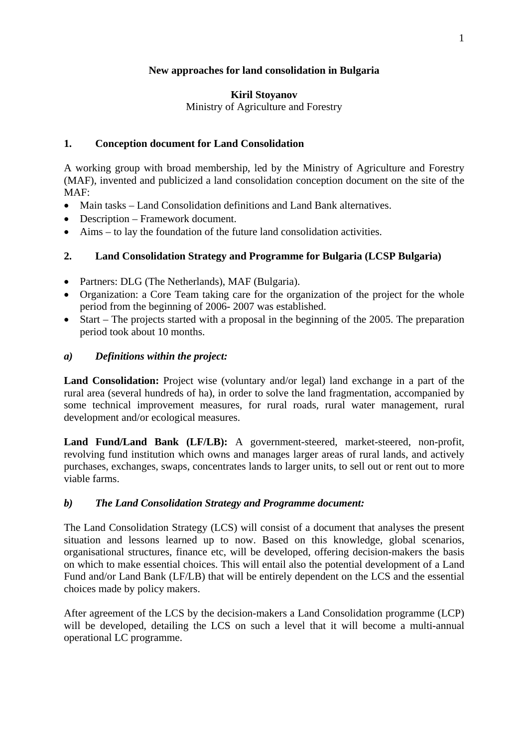# New approaches for land consolidation in Bulgaria

**Kiril Stoyanov**
Ministry of Agriculture and Forestry

## 1. Conception document for Land Consolidation

A working group with broad membership, led by the Ministry of Agriculture and Forestry (MAF), invented and publicized a land consolidation conception document on the site of the MAF:

- Main tasks – Land Consolidation definitions and Land Bank alternatives.
- Description – Framework document.
- Aims – to lay the foundation of the future land consolidation activities.

## 2. Land Consolidation Strategy and Programme for Bulgaria (LCSP Bulgaria)

- Partners: DLG (The Netherlands), MAF (Bulgaria).
- Organization: a Core Team taking care for the organization of the project for the whole period from the beginning of 2006- 2007 was established.
- Start – The projects started with a proposal in the beginning of the 2005. The preparation period took about 10 months.

### *a) Definitions within the project:*

**Land Consolidation:** Project wise (voluntary and/or legal) land exchange in a part of the rural area (several hundreds of ha), in order to solve the land fragmentation, accompanied by some technical improvement measures, for rural roads, rural water management, rural development and/or ecological measures.

**Land Fund/Land Bank (LF/LB):** A government-steered, market-steered, non-profit, revolving fund institution which owns and manages larger areas of rural lands, and actively purchases, exchanges, swaps, concentrates lands to larger units, to sell out or rent out to more viable farms.

### *b) The Land Consolidation Strategy and Programme document:*

The Land Consolidation Strategy (LCS) will consist of a document that analyses the present situation and lessons learned up to now. Based on this knowledge, global scenarios, organisational structures, finance etc, will be developed, offering decision-makers the basis on which to make essential choices. This will entail also the potential development of a Land Fund and/or Land Bank (LF/LB) that will be entirely dependent on the LCS and the essential choices made by policy makers.

After agreement of the LCS by the decision-makers a Land Consolidation programme (LCP) will be developed, detailing the LCS on such a level that it will become a multi-annual operational LC programme.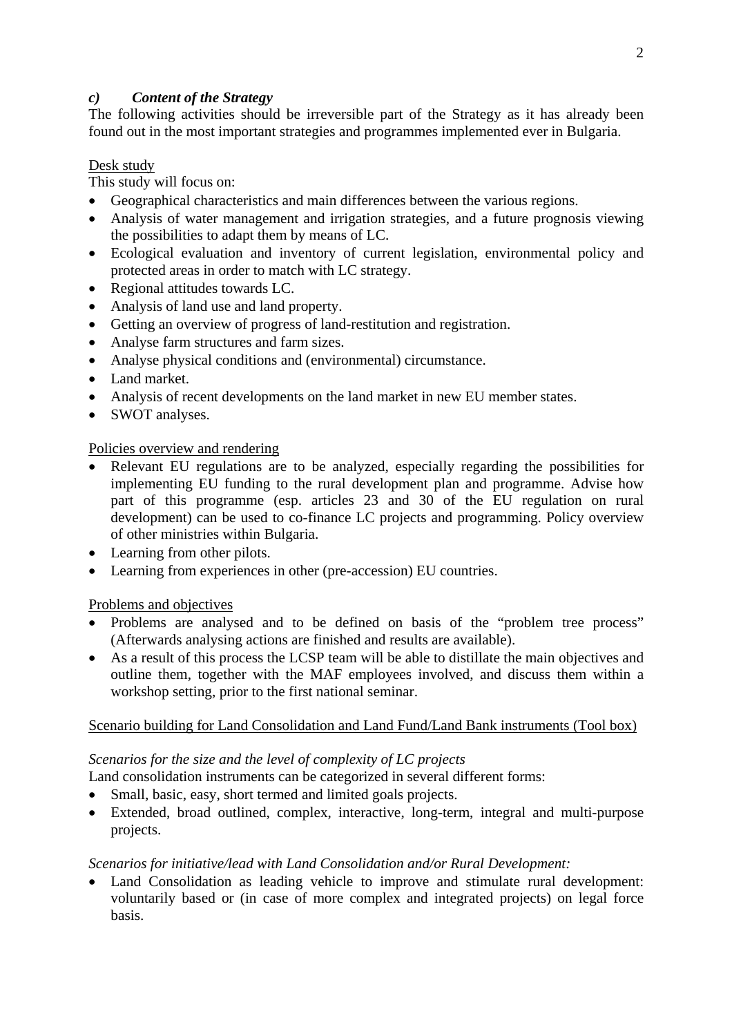### *c) Content of the Strategy*

The following activities should be irreversible part of the Strategy as it has already been found out in the most important strategies and programmes implemented ever in Bulgaria.

<u>Desk study</u>

This study will focus on:

- Geographical characteristics and main differences between the various regions.
- Analysis of water management and irrigation strategies, and a future prognosis viewing the possibilities to adapt them by means of LC.
- Ecological evaluation and inventory of current legislation, environmental policy and protected areas in order to match with LC strategy.
- Regional attitudes towards LC.
- Analysis of land use and land property.
- Getting an overview of progress of land-restitution and registration.
- Analyse farm structures and farm sizes.
- Analyse physical conditions and (environmental) circumstance.
- Land market.
- Analysis of recent developments on the land market in new EU member states.
- SWOT analyses.

<u>Policies overview and rendering</u>

- Relevant EU regulations are to be analyzed, especially regarding the possibilities for implementing EU funding to the rural development plan and programme. Advise how part of this programme (esp. articles 23 and 30 of the EU regulation on rural development) can be used to co-finance LC projects and programming. Policy overview of other ministries within Bulgaria.
- Learning from other pilots.
- Learning from experiences in other (pre-accession) EU countries.

<u>Problems and objectives</u>

- Problems are analysed and to be defined on basis of the "problem tree process" (Afterwards analysing actions are finished and results are available).
- As a result of this process the LCSP team will be able to distillate the main objectives and outline them, together with the MAF employees involved, and discuss them within a workshop setting, prior to the first national seminar.

<u>Scenario building for Land Consolidation and Land Fund/Land Bank instruments (Tool box)</u>

*Scenarios for the size and the level of complexity of LC projects*

Land consolidation instruments can be categorized in several different forms:

- Small, basic, easy, short termed and limited goals projects.
- Extended, broad outlined, complex, interactive, long-term, integral and multi-purpose projects.

*Scenarios for initiative/lead with Land Consolidation and/or Rural Development:*

- Land Consolidation as leading vehicle to improve and stimulate rural development: voluntarily based or (in case of more complex and integrated projects) on legal force basis.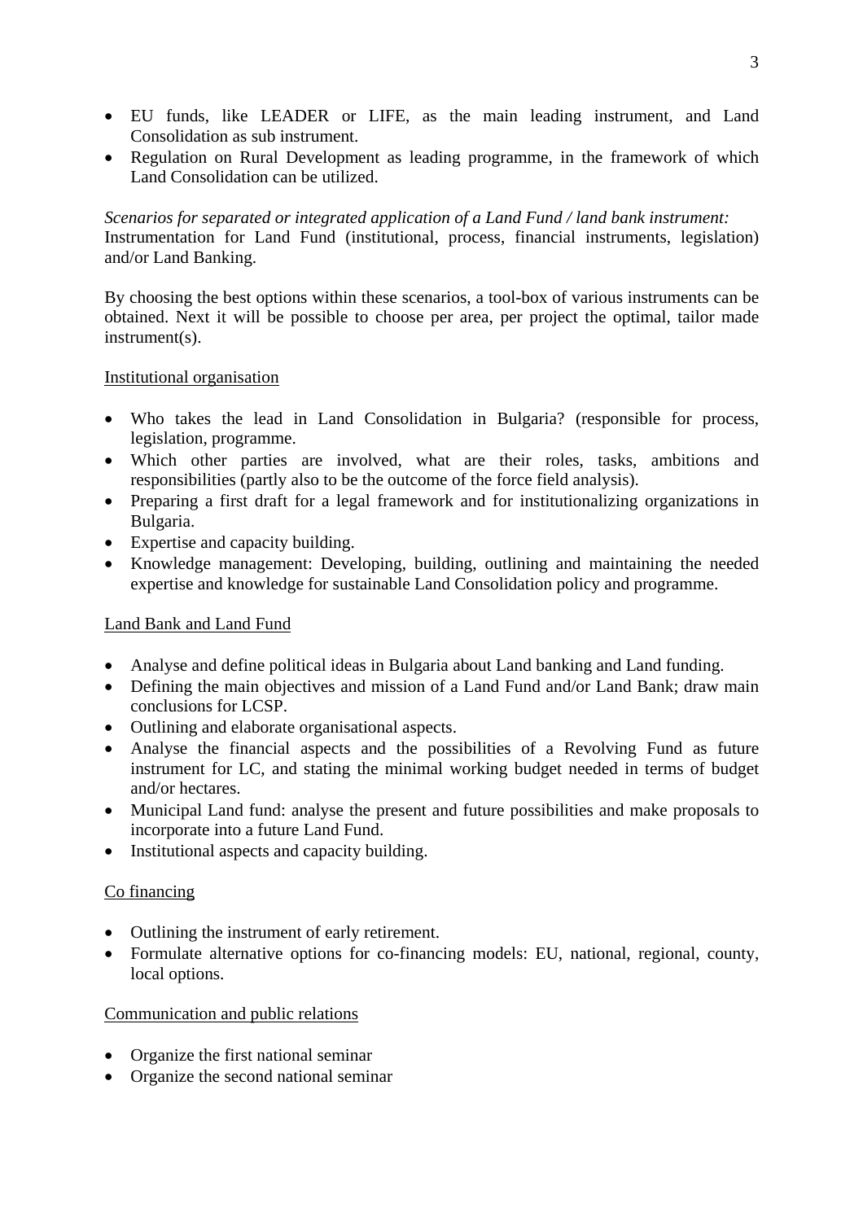- EU funds, like LEADER or LIFE, as the main leading instrument, and Land Consolidation as sub instrument.
- Regulation on Rural Development as leading programme, in the framework of which Land Consolidation can be utilized.

*Scenarios for separated or integrated application of a Land Fund / land bank instrument:*
Instrumentation for Land Fund (institutional, process, financial instruments, legislation) and/or Land Banking.

By choosing the best options within these scenarios, a tool-box of various instruments can be obtained. Next it will be possible to choose per area, per project the optimal, tailor made instrument(s).

<u>Institutional organisation</u>

- Who takes the lead in Land Consolidation in Bulgaria? (responsible for process, legislation, programme.
- Which other parties are involved, what are their roles, tasks, ambitions and responsibilities (partly also to be the outcome of the force field analysis).
- Preparing a first draft for a legal framework and for institutionalizing organizations in Bulgaria.
- Expertise and capacity building.
- Knowledge management: Developing, building, outlining and maintaining the needed expertise and knowledge for sustainable Land Consolidation policy and programme.

<u>Land Bank and Land Fund</u>

- Analyse and define political ideas in Bulgaria about Land banking and Land funding.
- Defining the main objectives and mission of a Land Fund and/or Land Bank; draw main conclusions for LCSP.
- Outlining and elaborate organisational aspects.
- Analyse the financial aspects and the possibilities of a Revolving Fund as future instrument for LC, and stating the minimal working budget needed in terms of budget and/or hectares.
- Municipal Land fund: analyse the present and future possibilities and make proposals to incorporate into a future Land Fund.
- Institutional aspects and capacity building.

<u>Co financing</u>

- Outlining the instrument of early retirement.
- Formulate alternative options for co-financing models: EU, national, regional, county, local options.

<u>Communication and public relations</u>

- Organize the first national seminar
- Organize the second national seminar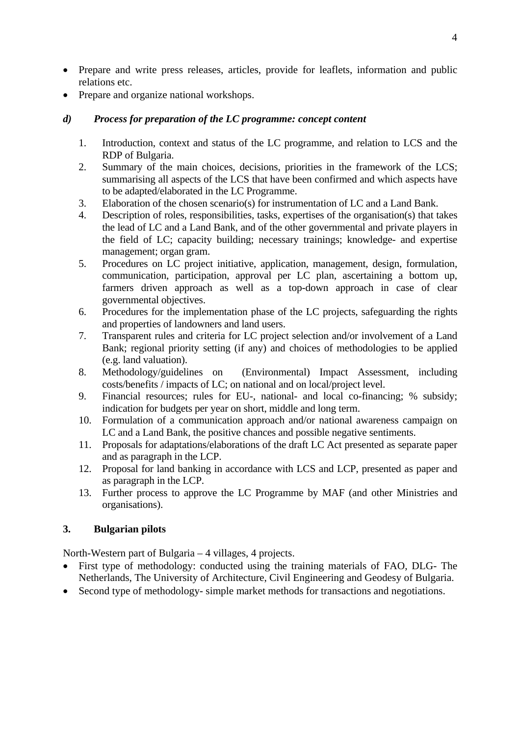- Prepare and write press releases, articles, provide for leaflets, information and public relations etc.
- Prepare and organize national workshops.

### *d) Process for preparation of the LC programme: concept content*

1. Introduction, context and status of the LC programme, and relation to LCS and the RDP of Bulgaria.
2. Summary of the main choices, decisions, priorities in the framework of the LCS; summarising all aspects of the LCS that have been confirmed and which aspects have to be adapted/elaborated in the LC Programme.
3. Elaboration of the chosen scenario(s) for instrumentation of LC and a Land Bank.
4. Description of roles, responsibilities, tasks, expertises of the organisation(s) that takes the lead of LC and a Land Bank, and of the other governmental and private players in the field of LC; capacity building; necessary trainings; knowledge- and expertise management; organ gram.
5. Procedures on LC project initiative, application, management, design, formulation, communication, participation, approval per LC plan, ascertaining a bottom up, farmers driven approach as well as a top-down approach in case of clear governmental objectives.
6. Procedures for the implementation phase of the LC projects, safeguarding the rights and properties of landowners and land users.
7. Transparent rules and criteria for LC project selection and/or involvement of a Land Bank; regional priority setting (if any) and choices of methodologies to be applied (e.g. land valuation).
8. Methodology/guidelines on (Environmental) Impact Assessment, including costs/benefits / impacts of LC; on national and on local/project level.
9. Financial resources; rules for EU-, national- and local co-financing; % subsidy; indication for budgets per year on short, middle and long term.
10. Formulation of a communication approach and/or national awareness campaign on LC and a Land Bank, the positive chances and possible negative sentiments.
11. Proposals for adaptations/elaborations of the draft LC Act presented as separate paper and as paragraph in the LCP.
12. Proposal for land banking in accordance with LCS and LCP, presented as paper and as paragraph in the LCP.
13. Further process to approve the LC Programme by MAF (and other Ministries and organisations).

## 3. Bulgarian pilots

North-Western part of Bulgaria – 4 villages, 4 projects.

- First type of methodology: conducted using the training materials of FAO, DLG- The Netherlands, The University of Architecture, Civil Engineering and Geodesy of Bulgaria.
- Second type of methodology- simple market methods for transactions and negotiations.